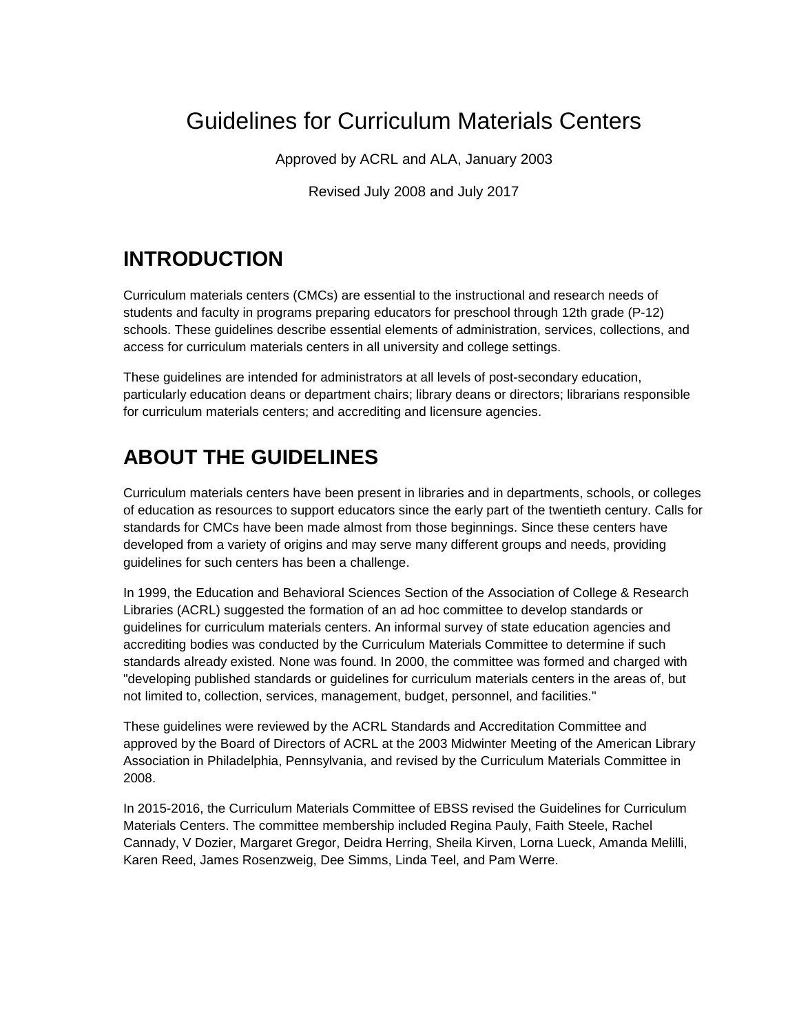# Guidelines for Curriculum Materials Centers

Approved by ACRL and ALA, January 2003

Revised July 2008 and July 2017

## INTRODUCTION

Curriculum materials centers (CMCs) are essential to the instructional and research needs of students and faculty in programs preparing educators for preschool through 12th grade (P-12) schools. These guidelines describe essential elements of administration, services, collections, and access for curriculum materials centers in all university and college settings.

These guidelines are intended for administrators at all levels of post-secondary education, particularly education deans or department chairs; library deans or directors; librarians responsible for curriculum materials centers; and accrediting and licensure agencies.

## ABOUT THE GUIDELINES

Curriculum materials centers have been present in libraries and in departments, schools, or colleges of education as resources to support educators since the early part of the twentieth century. Calls for standards for CMCs have been made almost from those beginnings. Since these centers have developed from a variety of origins and may serve many different groups and needs, providing guidelines for such centers has been a challenge.

In 1999, the Education and Behavioral Sciences Section of the Association of College & Research Libraries (ACRL) suggested the formation of an ad hoc committee to develop standards or guidelines for curriculum materials centers. An informal survey of state education agencies and accrediting bodies was conducted by the Curriculum Materials Committee to determine if such standards already existed. None was found. In 2000, the committee was formed and charged with "developing published standards or guidelines for curriculum materials centers in the areas of, but not limited to, collection, services, management, budget, personnel, and facilities."

These guidelines were reviewed by the ACRL Standards and Accreditation Committee and approved by the Board of Directors of ACRL at the 2003 Midwinter Meeting of the American Library Association in Philadelphia, Pennsylvania, and revised by the Curriculum Materials Committee in 2008.

In 2015-2016, the Curriculum Materials Committee of EBSS revised the Guidelines for Curriculum Materials Centers. The committee membership included Regina Pauly, Faith Steele, Rachel Cannady, V Dozier, Margaret Gregor, Deidra Herring, Sheila Kirven, Lorna Lueck, Amanda Melilli, Karen Reed, James Rosenzweig, Dee Simms, Linda Teel, and Pam Werre.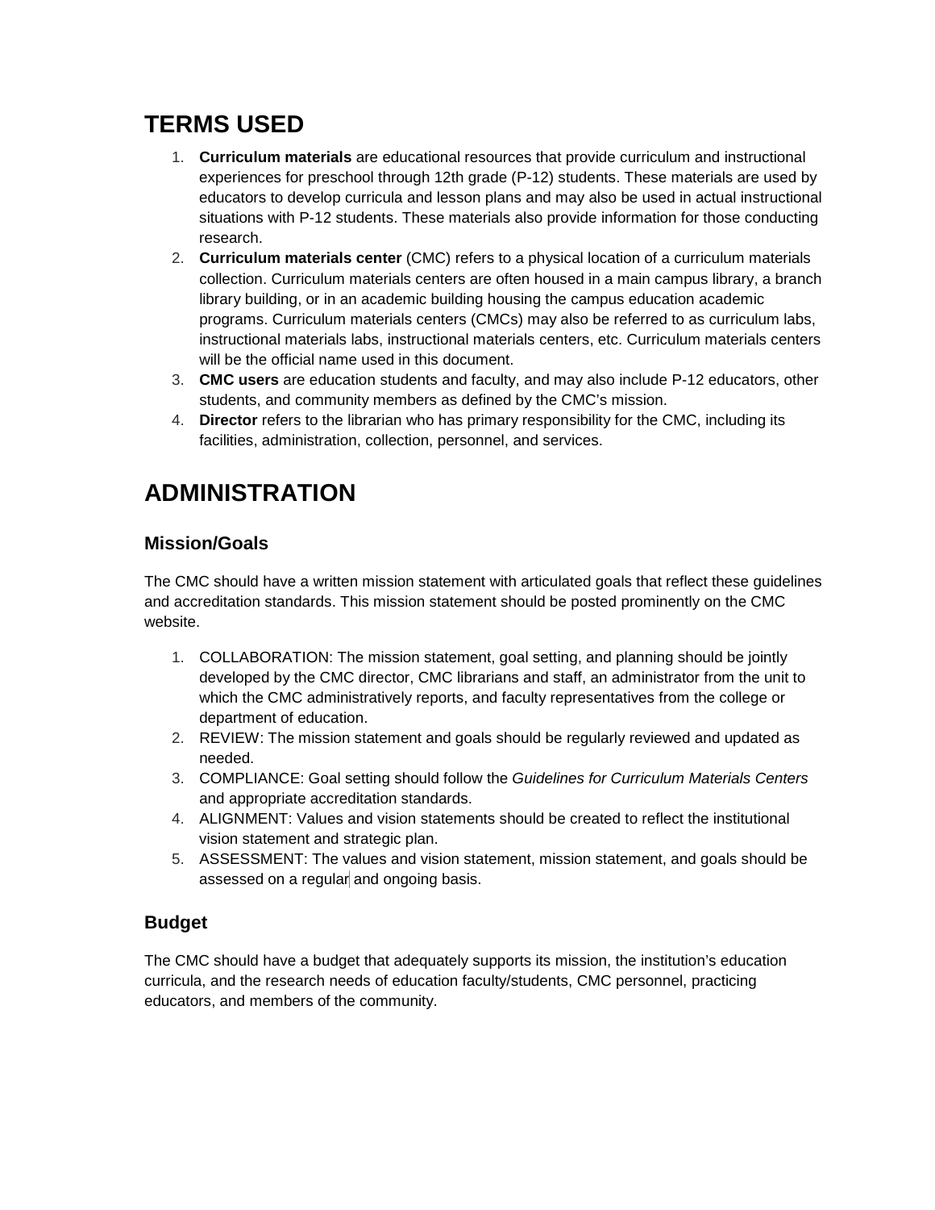# TERMS USED

1. **Curriculum materials** are educational resources that provide curriculum and instructional experiences for preschool through 12th grade (P-12) students. These materials are used by educators to develop curricula and lesson plans and may also be used in actual instructional situations with P-12 students. These materials also provide information for those conducting research.
2. **Curriculum materials center** (CMC) refers to a physical location of a curriculum materials collection. Curriculum materials centers are often housed in a main campus library, a branch library building, or in an academic building housing the campus education academic programs. Curriculum materials centers (CMCs) may also be referred to as curriculum labs, instructional materials labs, instructional materials centers, etc. Curriculum materials centers will be the official name used in this document.
3. **CMC users** are education students and faculty, and may also include P-12 educators, other students, and community members as defined by the CMC's mission.
4. **Director** refers to the librarian who has primary responsibility for the CMC, including its facilities, administration, collection, personnel, and services.

# ADMINISTRATION

## Mission/Goals

The CMC should have a written mission statement with articulated goals that reflect these guidelines and accreditation standards. This mission statement should be posted prominently on the CMC website.

1. COLLABORATION: The mission statement, goal setting, and planning should be jointly developed by the CMC director, CMC librarians and staff, an administrator from the unit to which the CMC administratively reports, and faculty representatives from the college or department of education.
2. REVIEW: The mission statement and goals should be regularly reviewed and updated as needed.
3. COMPLIANCE: Goal setting should follow the *Guidelines for Curriculum Materials Centers* and appropriate accreditation standards.
4. ALIGNMENT: Values and vision statements should be created to reflect the institutional vision statement and strategic plan.
5. ASSESSMENT: The values and vision statement, mission statement, and goals should be assessed on a regular and ongoing basis.

## Budget

The CMC should have a budget that adequately supports its mission, the institution's education curricula, and the research needs of education faculty/students, CMC personnel, practicing educators, and members of the community.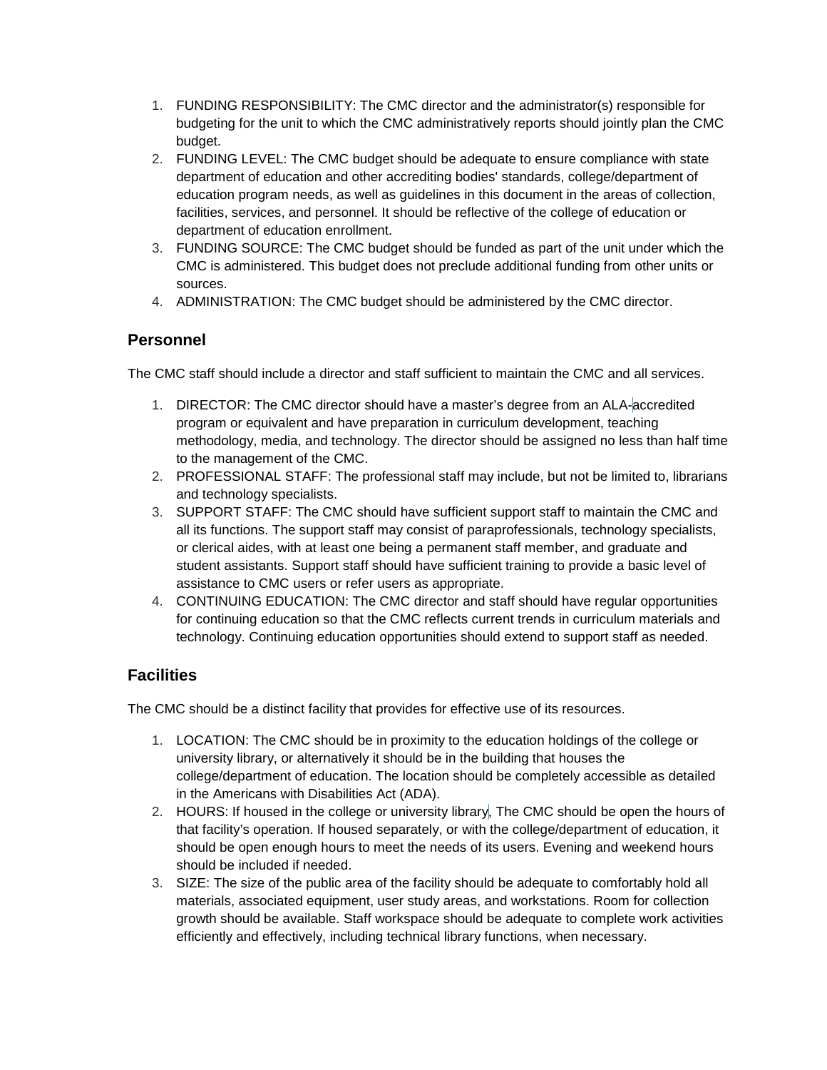1. FUNDING RESPONSIBILITY: The CMC director and the administrator(s) responsible for budgeting for the unit to which the CMC administratively reports should jointly plan the CMC budget.
2. FUNDING LEVEL: The CMC budget should be adequate to ensure compliance with state department of education and other accrediting bodies' standards, college/department of education program needs, as well as guidelines in this document in the areas of collection, facilities, services, and personnel. It should be reflective of the college of education or department of education enrollment.
3. FUNDING SOURCE: The CMC budget should be funded as part of the unit under which the CMC is administered. This budget does not preclude additional funding from other units or sources.
4. ADMINISTRATION: The CMC budget should be administered by the CMC director.

## Personnel

The CMC staff should include a director and staff sufficient to maintain the CMC and all services.

1. DIRECTOR: The CMC director should have a master's degree from an ALA-accredited program or equivalent and have preparation in curriculum development, teaching methodology, media, and technology. The director should be assigned no less than half time to the management of the CMC.
2. PROFESSIONAL STAFF: The professional staff may include, but not be limited to, librarians and technology specialists.
3. SUPPORT STAFF: The CMC should have sufficient support staff to maintain the CMC and all its functions. The support staff may consist of paraprofessionals, technology specialists, or clerical aides, with at least one being a permanent staff member, and graduate and student assistants. Support staff should have sufficient training to provide a basic level of assistance to CMC users or refer users as appropriate.
4. CONTINUING EDUCATION: The CMC director and staff should have regular opportunities for continuing education so that the CMC reflects current trends in curriculum materials and technology. Continuing education opportunities should extend to support staff as needed.

## Facilities

The CMC should be a distinct facility that provides for effective use of its resources.

1. LOCATION: The CMC should be in proximity to the education holdings of the college or university library, or alternatively it should be in the building that houses the college/department of education. The location should be completely accessible as detailed in the Americans with Disabilities Act (ADA).
2. HOURS: If housed in the college or university library, The CMC should be open the hours of that facility's operation. If housed separately, or with the college/department of education, it should be open enough hours to meet the needs of its users. Evening and weekend hours should be included if needed.
3. SIZE: The size of the public area of the facility should be adequate to comfortably hold all materials, associated equipment, user study areas, and workstations. Room for collection growth should be available. Staff workspace should be adequate to complete work activities efficiently and effectively, including technical library functions, when necessary.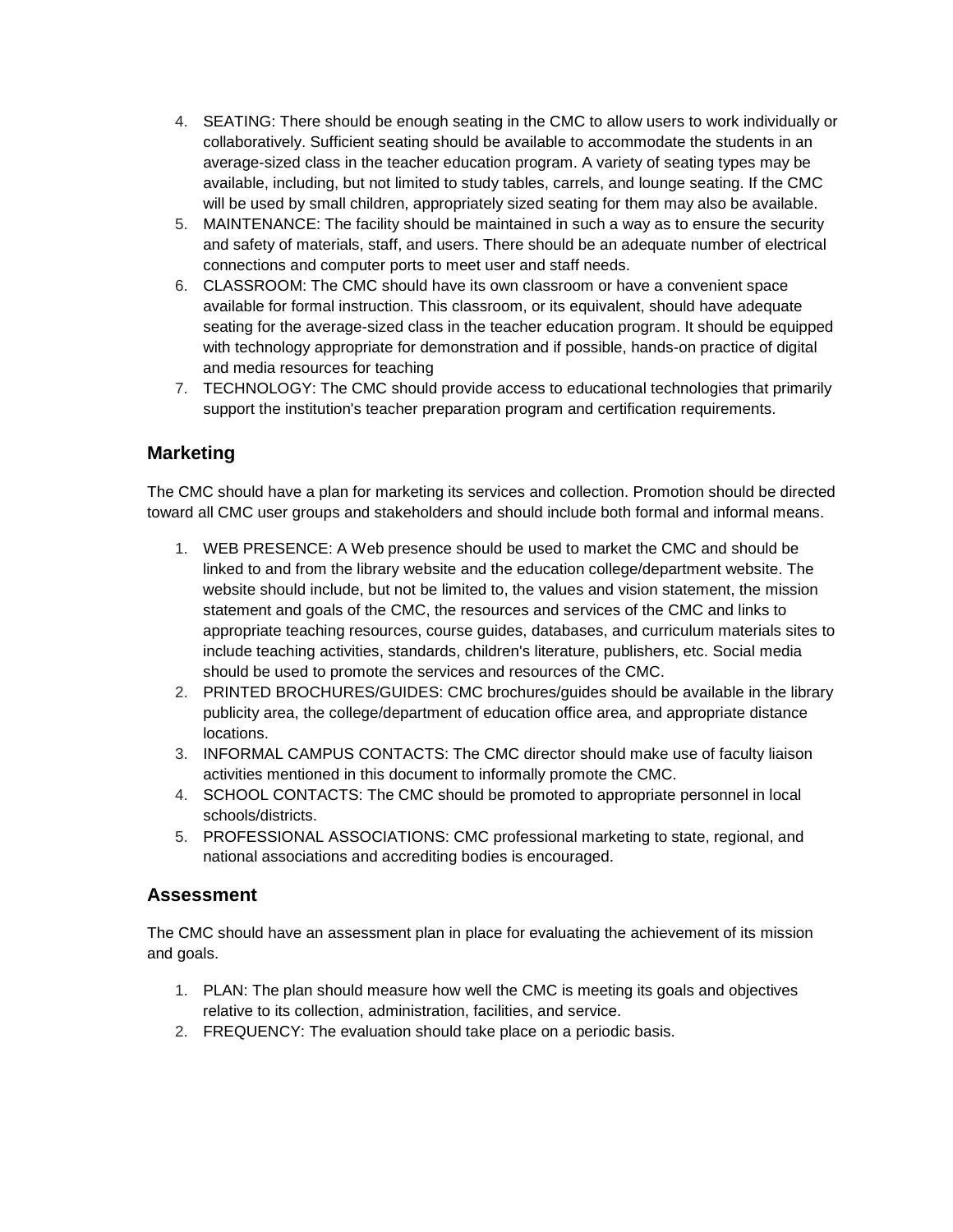4. SEATING: There should be enough seating in the CMC to allow users to work individually or collaboratively. Sufficient seating should be available to accommodate the students in an average-sized class in the teacher education program. A variety of seating types may be available, including, but not limited to study tables, carrels, and lounge seating. If the CMC will be used by small children, appropriately sized seating for them may also be available.
5. MAINTENANCE: The facility should be maintained in such a way as to ensure the security and safety of materials, staff, and users. There should be an adequate number of electrical connections and computer ports to meet user and staff needs.
6. CLASSROOM: The CMC should have its own classroom or have a convenient space available for formal instruction. This classroom, or its equivalent, should have adequate seating for the average-sized class in the teacher education program. It should be equipped with technology appropriate for demonstration and if possible, hands-on practice of digital and media resources for teaching
7. TECHNOLOGY: The CMC should provide access to educational technologies that primarily support the institution's teacher preparation program and certification requirements.

## Marketing

The CMC should have a plan for marketing its services and collection. Promotion should be directed toward all CMC user groups and stakeholders and should include both formal and informal means.

1. WEB PRESENCE: A Web presence should be used to market the CMC and should be linked to and from the library website and the education college/department website. The website should include, but not be limited to, the values and vision statement, the mission statement and goals of the CMC, the resources and services of the CMC and links to appropriate teaching resources, course guides, databases, and curriculum materials sites to include teaching activities, standards, children's literature, publishers, etc. Social media should be used to promote the services and resources of the CMC.
2. PRINTED BROCHURES/GUIDES: CMC brochures/guides should be available in the library publicity area, the college/department of education office area, and appropriate distance locations.
3. INFORMAL CAMPUS CONTACTS: The CMC director should make use of faculty liaison activities mentioned in this document to informally promote the CMC.
4. SCHOOL CONTACTS: The CMC should be promoted to appropriate personnel in local schools/districts.
5. PROFESSIONAL ASSOCIATIONS: CMC professional marketing to state, regional, and national associations and accrediting bodies is encouraged.

## Assessment

The CMC should have an assessment plan in place for evaluating the achievement of its mission and goals.

1. PLAN: The plan should measure how well the CMC is meeting its goals and objectives relative to its collection, administration, facilities, and service.
2. FREQUENCY: The evaluation should take place on a periodic basis.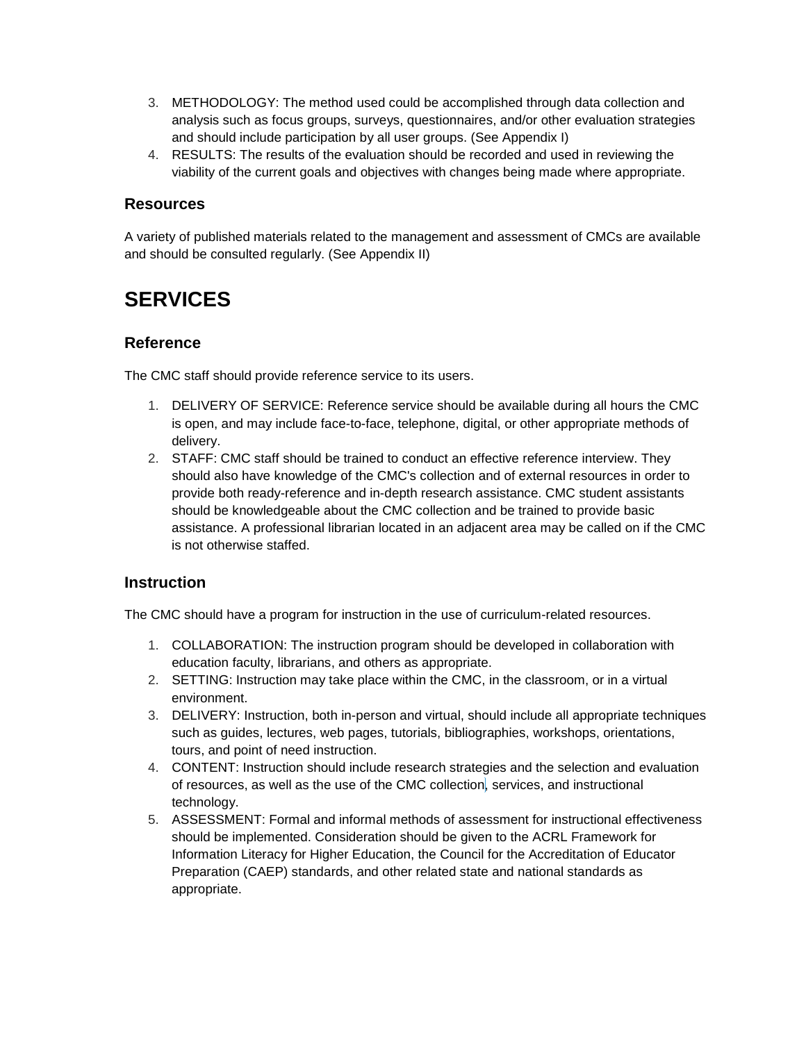3. METHODOLOGY: The method used could be accomplished through data collection and analysis such as focus groups, surveys, questionnaires, and/or other evaluation strategies and should include participation by all user groups. (See Appendix I)
4. RESULTS: The results of the evaluation should be recorded and used in reviewing the viability of the current goals and objectives with changes being made where appropriate.

### Resources

A variety of published materials related to the management and assessment of CMCs are available and should be consulted regularly. (See Appendix II)

## SERVICES

### Reference

The CMC staff should provide reference service to its users.

1. DELIVERY OF SERVICE: Reference service should be available during all hours the CMC is open, and may include face-to-face, telephone, digital, or other appropriate methods of delivery.
2. STAFF: CMC staff should be trained to conduct an effective reference interview. They should also have knowledge of the CMC's collection and of external resources in order to provide both ready-reference and in-depth research assistance. CMC student assistants should be knowledgeable about the CMC collection and be trained to provide basic assistance. A professional librarian located in an adjacent area may be called on if the CMC is not otherwise staffed.

### Instruction

The CMC should have a program for instruction in the use of curriculum-related resources.

1. COLLABORATION: The instruction program should be developed in collaboration with education faculty, librarians, and others as appropriate.
2. SETTING: Instruction may take place within the CMC, in the classroom, or in a virtual environment.
3. DELIVERY: Instruction, both in-person and virtual, should include all appropriate techniques such as guides, lectures, web pages, tutorials, bibliographies, workshops, orientations, tours, and point of need instruction.
4. CONTENT: Instruction should include research strategies and the selection and evaluation of resources, as well as the use of the CMC collection, services, and instructional technology.
5. ASSESSMENT: Formal and informal methods of assessment for instructional effectiveness should be implemented. Consideration should be given to the ACRL Framework for Information Literacy for Higher Education, the Council for the Accreditation of Educator Preparation (CAEP) standards, and other related state and national standards as appropriate.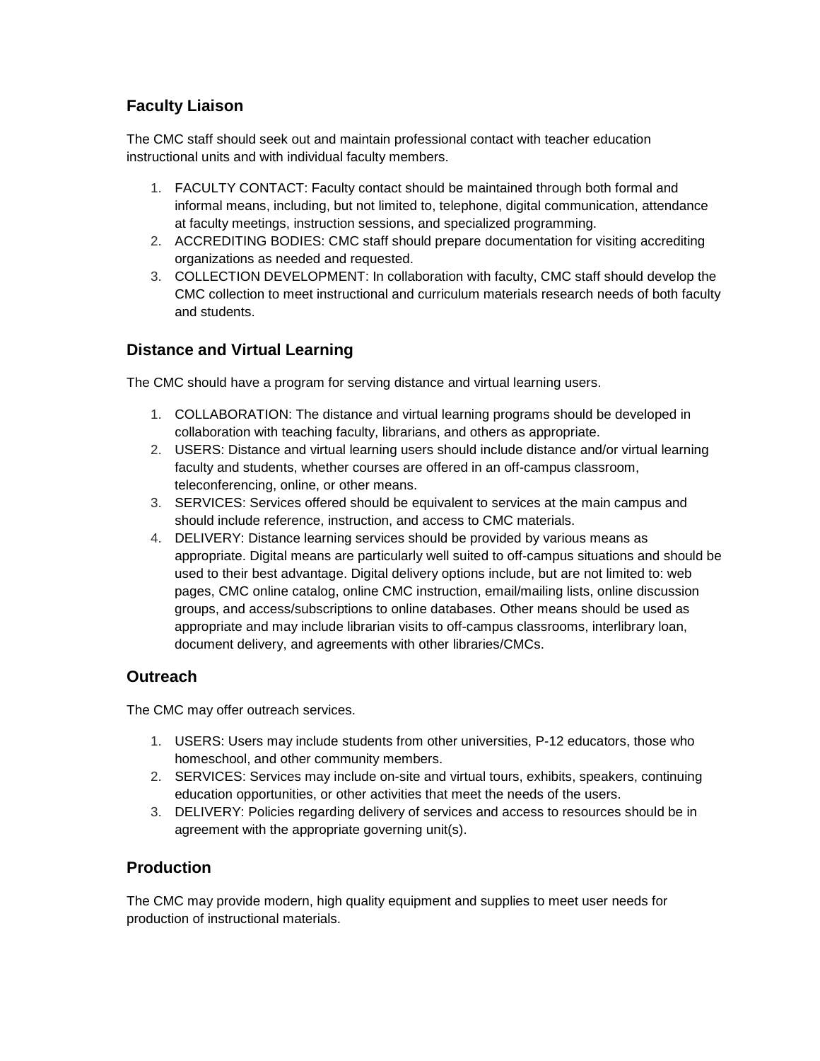## Faculty Liaison

The CMC staff should seek out and maintain professional contact with teacher education instructional units and with individual faculty members.

1. FACULTY CONTACT: Faculty contact should be maintained through both formal and informal means, including, but not limited to, telephone, digital communication, attendance at faculty meetings, instruction sessions, and specialized programming.
2. ACCREDITING BODIES: CMC staff should prepare documentation for visiting accrediting organizations as needed and requested.
3. COLLECTION DEVELOPMENT: In collaboration with faculty, CMC staff should develop the CMC collection to meet instructional and curriculum materials research needs of both faculty and students.

## Distance and Virtual Learning

The CMC should have a program for serving distance and virtual learning users.

1. COLLABORATION: The distance and virtual learning programs should be developed in collaboration with teaching faculty, librarians, and others as appropriate.
2. USERS: Distance and virtual learning users should include distance and/or virtual learning faculty and students, whether courses are offered in an off-campus classroom, teleconferencing, online, or other means.
3. SERVICES: Services offered should be equivalent to services at the main campus and should include reference, instruction, and access to CMC materials.
4. DELIVERY: Distance learning services should be provided by various means as appropriate. Digital means are particularly well suited to off-campus situations and should be used to their best advantage. Digital delivery options include, but are not limited to: web pages, CMC online catalog, online CMC instruction, email/mailing lists, online discussion groups, and access/subscriptions to online databases. Other means should be used as appropriate and may include librarian visits to off-campus classrooms, interlibrary loan, document delivery, and agreements with other libraries/CMCs.

## Outreach

The CMC may offer outreach services.

1. USERS: Users may include students from other universities, P-12 educators, those who homeschool, and other community members.
2. SERVICES: Services may include on-site and virtual tours, exhibits, speakers, continuing education opportunities, or other activities that meet the needs of the users.
3. DELIVERY: Policies regarding delivery of services and access to resources should be in agreement with the appropriate governing unit(s).

## Production

The CMC may provide modern, high quality equipment and supplies to meet user needs for production of instructional materials.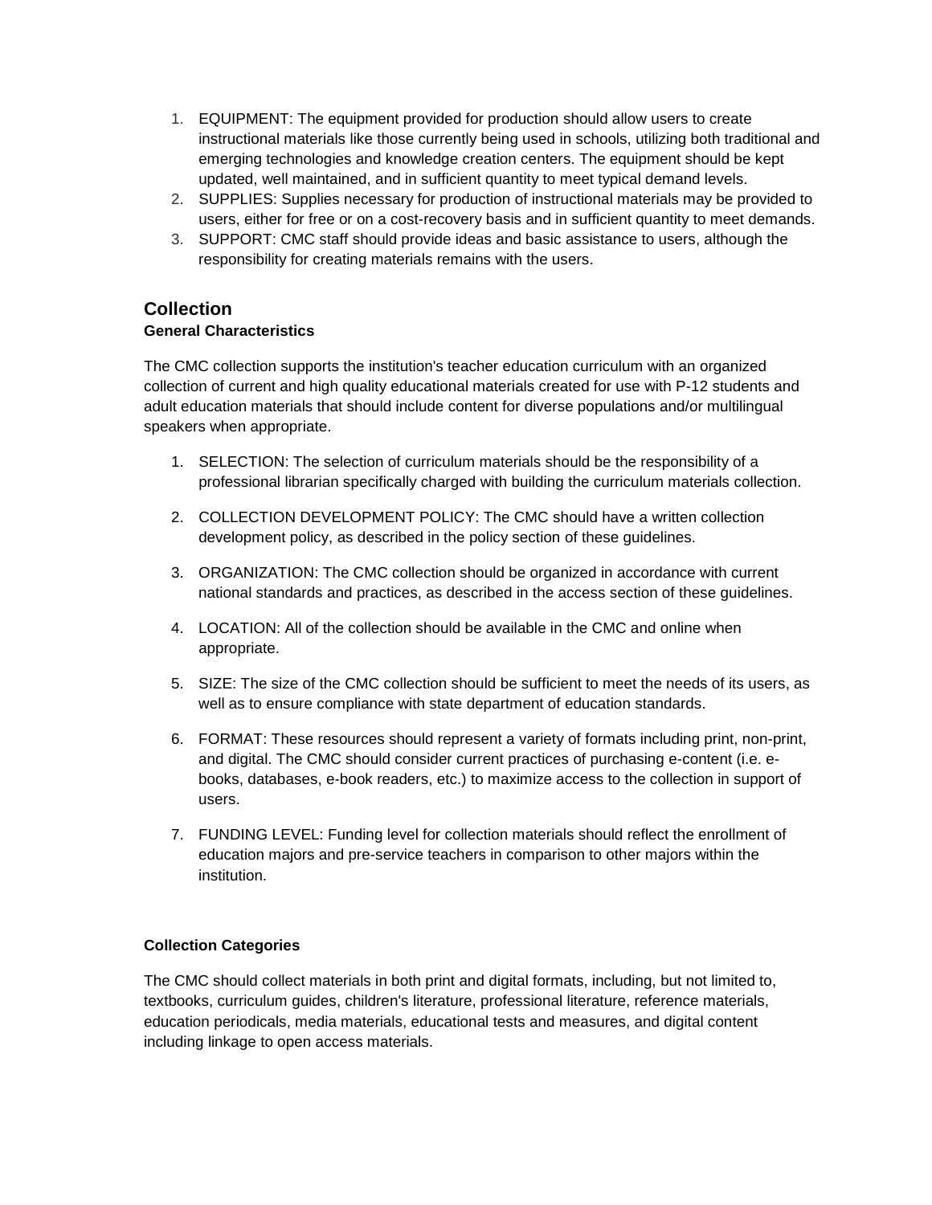1. EQUIPMENT: The equipment provided for production should allow users to create instructional materials like those currently being used in schools, utilizing both traditional and emerging technologies and knowledge creation centers. The equipment should be kept updated, well maintained, and in sufficient quantity to meet typical demand levels.
2. SUPPLIES: Supplies necessary for production of instructional materials may be provided to users, either for free or on a cost-recovery basis and in sufficient quantity to meet demands.
3. SUPPORT: CMC staff should provide ideas and basic assistance to users, although the responsibility for creating materials remains with the users.

## Collection

### General Characteristics

The CMC collection supports the institution's teacher education curriculum with an organized collection of current and high quality educational materials created for use with P-12 students and adult education materials that should include content for diverse populations and/or multilingual speakers when appropriate.

1. SELECTION: The selection of curriculum materials should be the responsibility of a professional librarian specifically charged with building the curriculum materials collection.

2. COLLECTION DEVELOPMENT POLICY: The CMC should have a written collection development policy, as described in the policy section of these guidelines.

3. ORGANIZATION: The CMC collection should be organized in accordance with current national standards and practices, as described in the access section of these guidelines.

4. LOCATION: All of the collection should be available in the CMC and online when appropriate.

5. SIZE: The size of the CMC collection should be sufficient to meet the needs of its users, as well as to ensure compliance with state department of education standards.

6. FORMAT: These resources should represent a variety of formats including print, non-print, and digital. The CMC should consider current practices of purchasing e-content (i.e. e-books, databases, e-book readers, etc.) to maximize access to the collection in support of users.

7. FUNDING LEVEL: Funding level for collection materials should reflect the enrollment of education majors and pre-service teachers in comparison to other majors within the institution.

### Collection Categories

The CMC should collect materials in both print and digital formats, including, but not limited to, textbooks, curriculum guides, children's literature, professional literature, reference materials, education periodicals, media materials, educational tests and measures, and digital content including linkage to open access materials.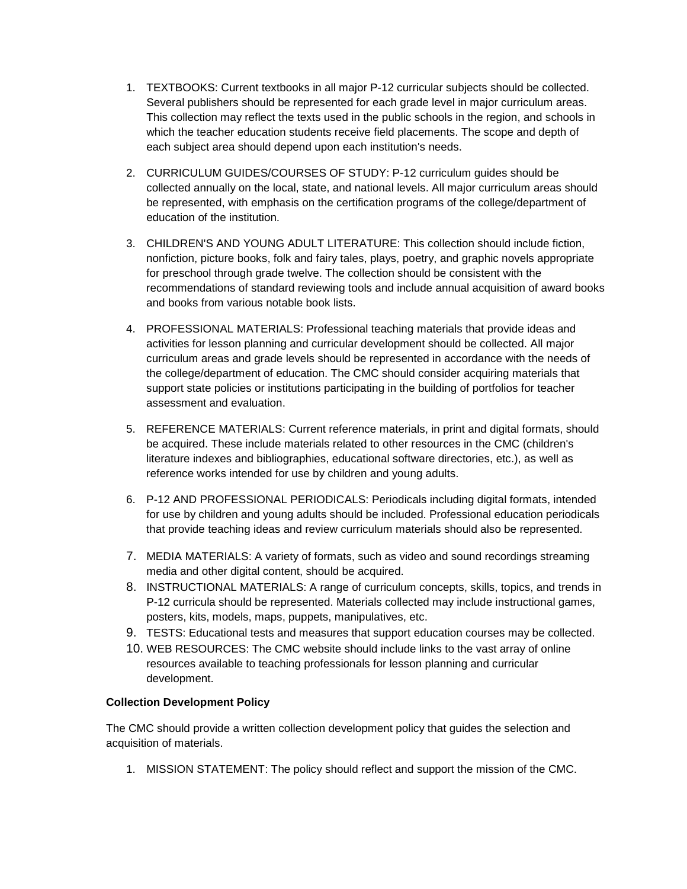1. TEXTBOOKS: Current textbooks in all major P-12 curricular subjects should be collected. Several publishers should be represented for each grade level in major curriculum areas. This collection may reflect the texts used in the public schools in the region, and schools in which the teacher education students receive field placements. The scope and depth of each subject area should depend upon each institution's needs.

2. CURRICULUM GUIDES/COURSES OF STUDY: P-12 curriculum guides should be collected annually on the local, state, and national levels. All major curriculum areas should be represented, with emphasis on the certification programs of the college/department of education of the institution.

3. CHILDREN'S AND YOUNG ADULT LITERATURE: This collection should include fiction, nonfiction, picture books, folk and fairy tales, plays, poetry, and graphic novels appropriate for preschool through grade twelve. The collection should be consistent with the recommendations of standard reviewing tools and include annual acquisition of award books and books from various notable book lists.

4. PROFESSIONAL MATERIALS: Professional teaching materials that provide ideas and activities for lesson planning and curricular development should be collected. All major curriculum areas and grade levels should be represented in accordance with the needs of the college/department of education. The CMC should consider acquiring materials that support state policies or institutions participating in the building of portfolios for teacher assessment and evaluation.

5. REFERENCE MATERIALS: Current reference materials, in print and digital formats, should be acquired. These include materials related to other resources in the CMC (children's literature indexes and bibliographies, educational software directories, etc.), as well as reference works intended for use by children and young adults.

6. P-12 AND PROFESSIONAL PERIODICALS: Periodicals including digital formats, intended for use by children and young adults should be included. Professional education periodicals that provide teaching ideas and review curriculum materials should also be represented.

7. MEDIA MATERIALS: A variety of formats, such as video and sound recordings streaming media and other digital content, should be acquired.
8. INSTRUCTIONAL MATERIALS: A range of curriculum concepts, skills, topics, and trends in P-12 curricula should be represented. Materials collected may include instructional games, posters, kits, models, maps, puppets, manipulatives, etc.
9. TESTS: Educational tests and measures that support education courses may be collected.
10. WEB RESOURCES: The CMC website should include links to the vast array of online resources available to teaching professionals for lesson planning and curricular development.

**Collection Development Policy**

The CMC should provide a written collection development policy that guides the selection and acquisition of materials.

1. MISSION STATEMENT: The policy should reflect and support the mission of the CMC.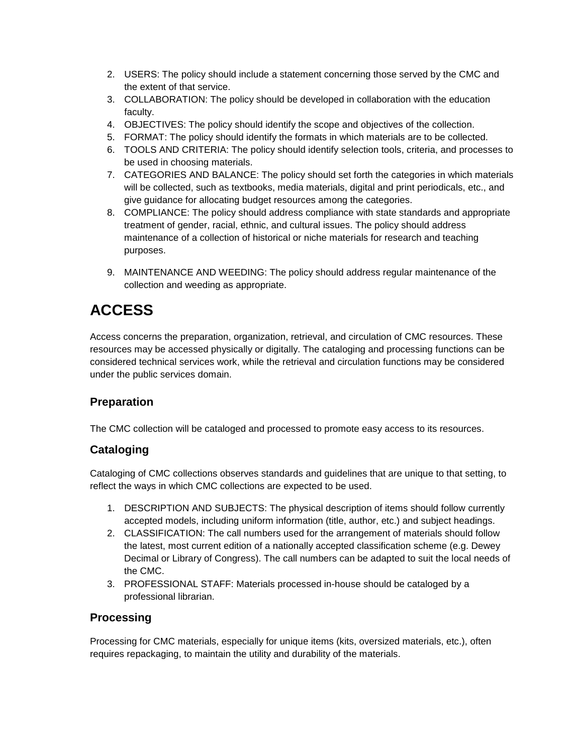2. USERS: The policy should include a statement concerning those served by the CMC and the extent of that service.
3. COLLABORATION: The policy should be developed in collaboration with the education faculty.
4. OBJECTIVES: The policy should identify the scope and objectives of the collection.
5. FORMAT: The policy should identify the formats in which materials are to be collected.
6. TOOLS AND CRITERIA: The policy should identify selection tools, criteria, and processes to be used in choosing materials.
7. CATEGORIES AND BALANCE: The policy should set forth the categories in which materials will be collected, such as textbooks, media materials, digital and print periodicals, etc., and give guidance for allocating budget resources among the categories.
8. COMPLIANCE: The policy should address compliance with state standards and appropriate treatment of gender, racial, ethnic, and cultural issues. The policy should address maintenance of a collection of historical or niche materials for research and teaching purposes.
9. MAINTENANCE AND WEEDING: The policy should address regular maintenance of the collection and weeding as appropriate.

# ACCESS

Access concerns the preparation, organization, retrieval, and circulation of CMC resources. These resources may be accessed physically or digitally. The cataloging and processing functions can be considered technical services work, while the retrieval and circulation functions may be considered under the public services domain.

## Preparation

The CMC collection will be cataloged and processed to promote easy access to its resources.

## Cataloging

Cataloging of CMC collections observes standards and guidelines that are unique to that setting, to reflect the ways in which CMC collections are expected to be used.

1. DESCRIPTION AND SUBJECTS: The physical description of items should follow currently accepted models, including uniform information (title, author, etc.) and subject headings.
2. CLASSIFICATION: The call numbers used for the arrangement of materials should follow the latest, most current edition of a nationally accepted classification scheme (e.g. Dewey Decimal or Library of Congress). The call numbers can be adapted to suit the local needs of the CMC.
3. PROFESSIONAL STAFF: Materials processed in-house should be cataloged by a professional librarian.

## Processing

Processing for CMC materials, especially for unique items (kits, oversized materials, etc.), often requires repackaging, to maintain the utility and durability of the materials.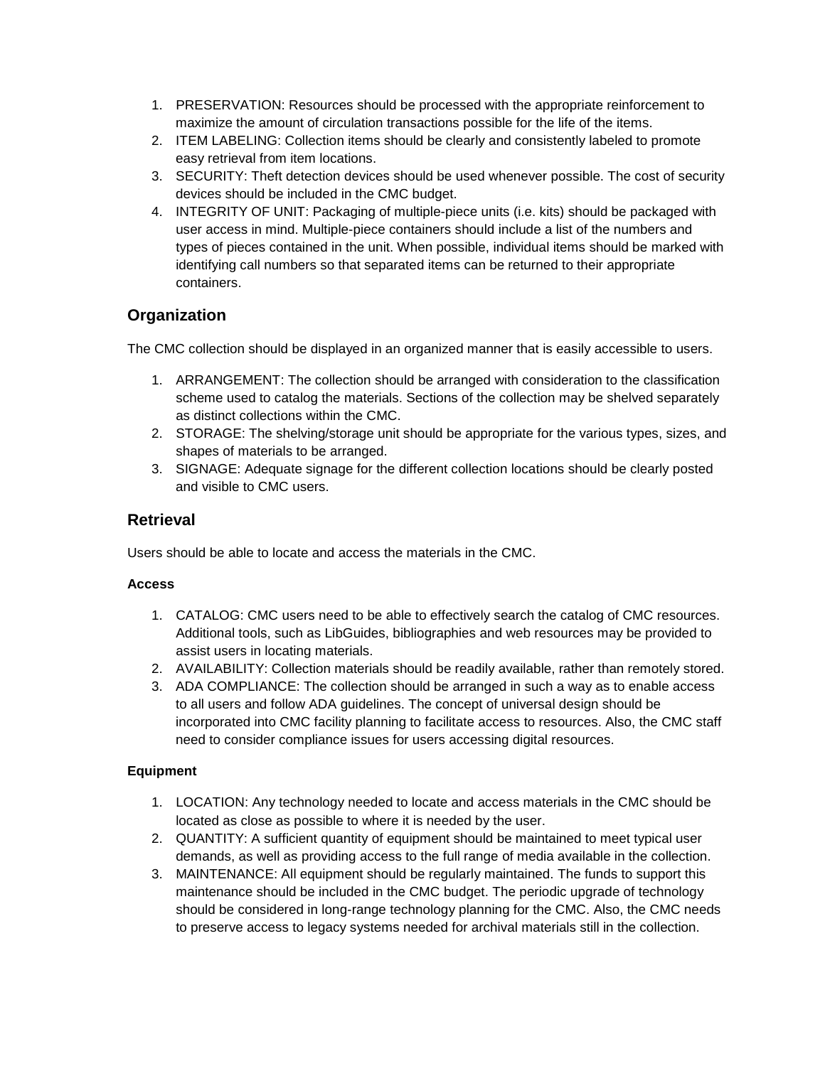1. PRESERVATION: Resources should be processed with the appropriate reinforcement to maximize the amount of circulation transactions possible for the life of the items.
2. ITEM LABELING: Collection items should be clearly and consistently labeled to promote easy retrieval from item locations.
3. SECURITY: Theft detection devices should be used whenever possible. The cost of security devices should be included in the CMC budget.
4. INTEGRITY OF UNIT: Packaging of multiple-piece units (i.e. kits) should be packaged with user access in mind. Multiple-piece containers should include a list of the numbers and types of pieces contained in the unit. When possible, individual items should be marked with identifying call numbers so that separated items can be returned to their appropriate containers.

## Organization

The CMC collection should be displayed in an organized manner that is easily accessible to users.

1. ARRANGEMENT: The collection should be arranged with consideration to the classification scheme used to catalog the materials. Sections of the collection may be shelved separately as distinct collections within the CMC.
2. STORAGE: The shelving/storage unit should be appropriate for the various types, sizes, and shapes of materials to be arranged.
3. SIGNAGE: Adequate signage for the different collection locations should be clearly posted and visible to CMC users.

## Retrieval

Users should be able to locate and access the materials in the CMC.

### Access

1. CATALOG: CMC users need to be able to effectively search the catalog of CMC resources. Additional tools, such as LibGuides, bibliographies and web resources may be provided to assist users in locating materials.
2. AVAILABILITY: Collection materials should be readily available, rather than remotely stored.
3. ADA COMPLIANCE: The collection should be arranged in such a way as to enable access to all users and follow ADA guidelines. The concept of universal design should be incorporated into CMC facility planning to facilitate access to resources. Also, the CMC staff need to consider compliance issues for users accessing digital resources.

### Equipment

1. LOCATION: Any technology needed to locate and access materials in the CMC should be located as close as possible to where it is needed by the user.
2. QUANTITY: A sufficient quantity of equipment should be maintained to meet typical user demands, as well as providing access to the full range of media available in the collection.
3. MAINTENANCE: All equipment should be regularly maintained. The funds to support this maintenance should be included in the CMC budget. The periodic upgrade of technology should be considered in long-range technology planning for the CMC. Also, the CMC needs to preserve access to legacy systems needed for archival materials still in the collection.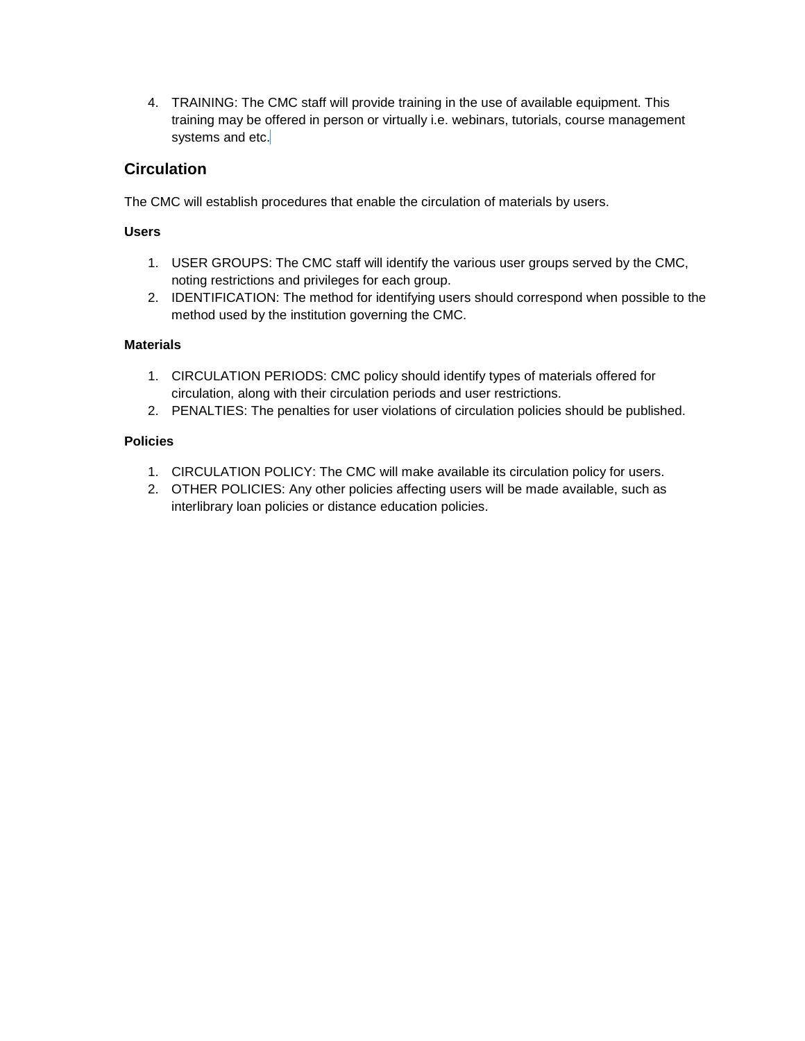4. TRAINING: The CMC staff will provide training in the use of available equipment. This training may be offered in person or virtually i.e. webinars, tutorials, course management systems and etc.

## Circulation

The CMC will establish procedures that enable the circulation of materials by users.

**Users**

1. USER GROUPS: The CMC staff will identify the various user groups served by the CMC, noting restrictions and privileges for each group.
2. IDENTIFICATION: The method for identifying users should correspond when possible to the method used by the institution governing the CMC.

**Materials**

1. CIRCULATION PERIODS: CMC policy should identify types of materials offered for circulation, along with their circulation periods and user restrictions.
2. PENALTIES: The penalties for user violations of circulation policies should be published.

**Policies**

1. CIRCULATION POLICY: The CMC will make available its circulation policy for users.
2. OTHER POLICIES: Any other policies affecting users will be made available, such as interlibrary loan policies or distance education policies.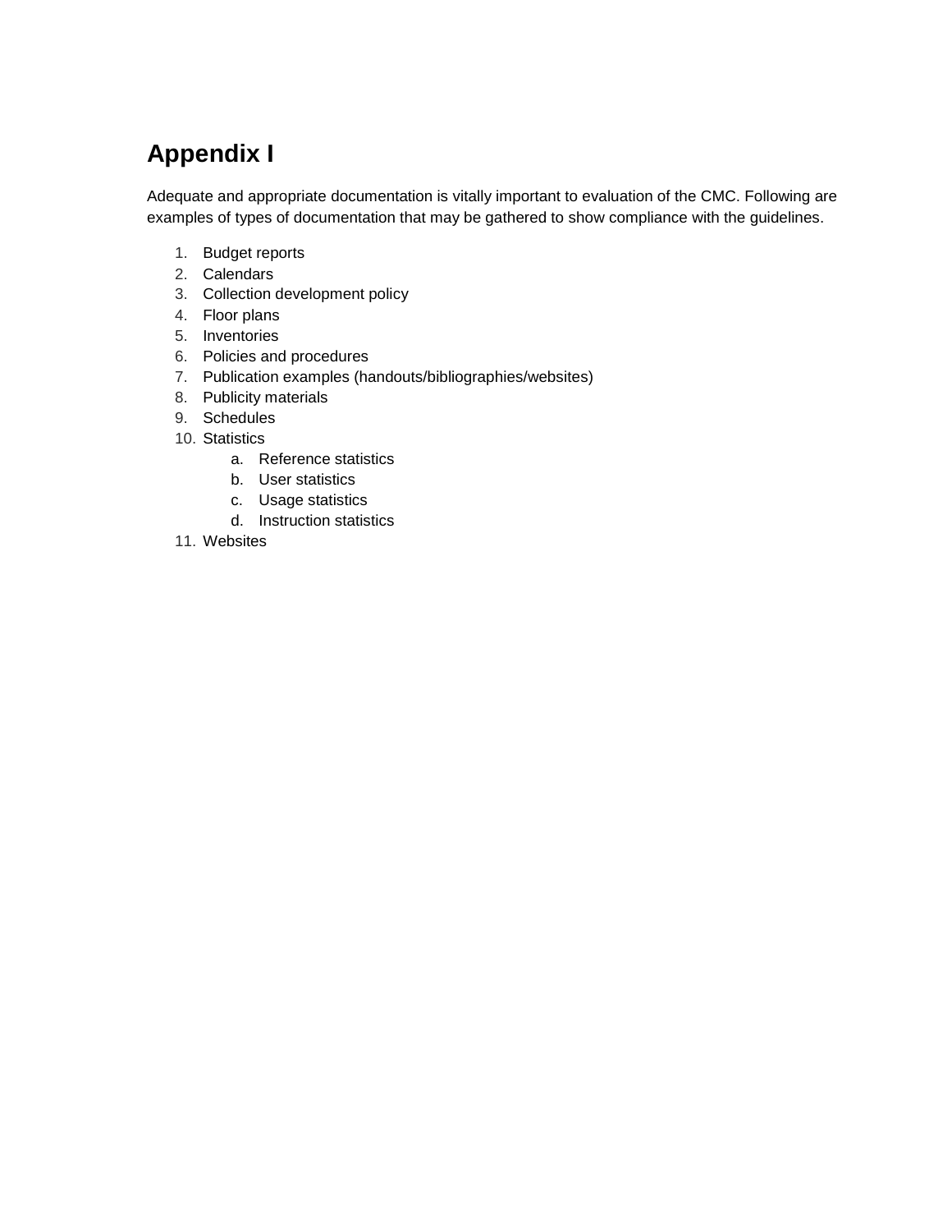# Appendix I

Adequate and appropriate documentation is vitally important to evaluation of the CMC. Following are examples of types of documentation that may be gathered to show compliance with the guidelines.

1. Budget reports
2. Calendars
3. Collection development policy
4. Floor plans
5. Inventories
6. Policies and procedures
7. Publication examples (handouts/bibliographies/websites)
8. Publicity materials
9. Schedules
10. Statistics
    a. Reference statistics
    b. User statistics
    c. Usage statistics
    d. Instruction statistics
11. Websites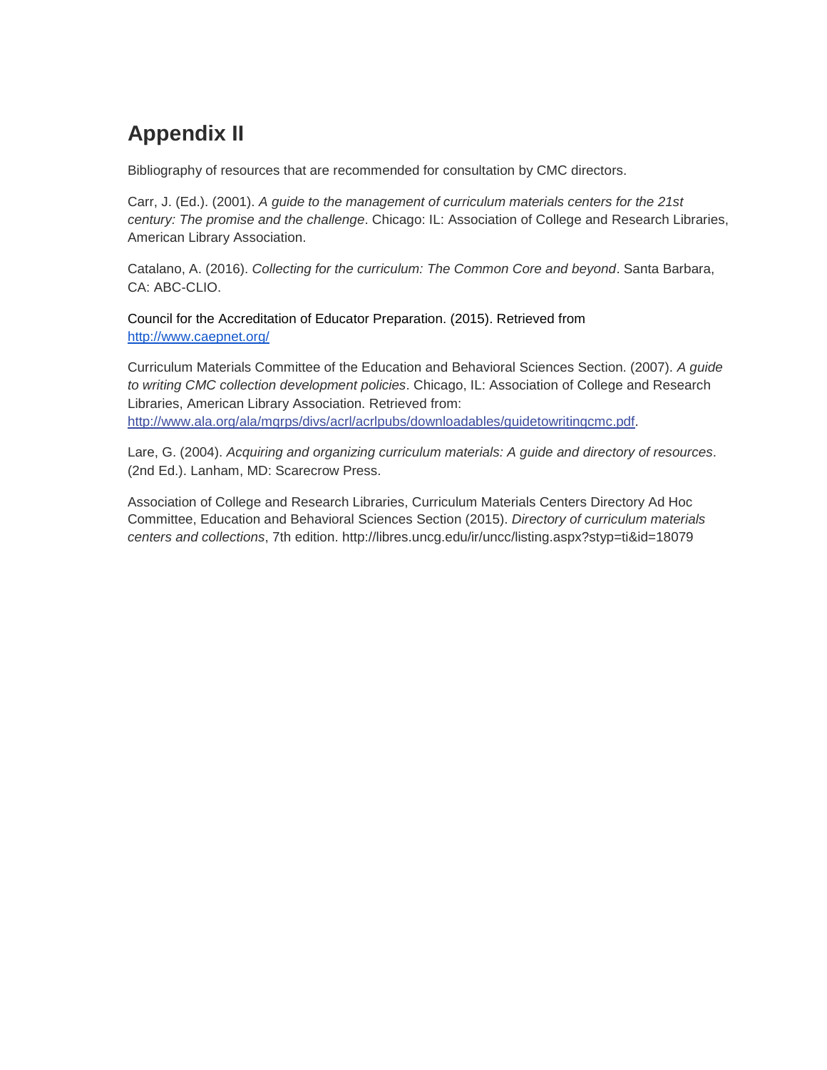# Appendix II

Bibliography of resources that are recommended for consultation by CMC directors.

Carr, J. (Ed.). (2001). *A guide to the management of curriculum materials centers for the 21st century: The promise and the challenge*. Chicago: IL: Association of College and Research Libraries, American Library Association.

Catalano, A. (2016). *Collecting for the curriculum: The Common Core and beyond*. Santa Barbara, CA: ABC-CLIO.

Council for the Accreditation of Educator Preparation. (2015). Retrieved from http://www.caepnet.org/

Curriculum Materials Committee of the Education and Behavioral Sciences Section. (2007). *A guide to writing CMC collection development policies*. Chicago, IL: Association of College and Research Libraries, American Library Association. Retrieved from: http://www.ala.org/ala/mgrps/divs/acrl/acrlpubs/downloadables/guidetowritingcmc.pdf.

Lare, G. (2004). *Acquiring and organizing curriculum materials: A guide and directory of resources*. (2nd Ed.). Lanham, MD: Scarecrow Press.

Association of College and Research Libraries, Curriculum Materials Centers Directory Ad Hoc Committee, Education and Behavioral Sciences Section (2015). *Directory of curriculum materials centers and collections*, 7th edition. http://libres.uncg.edu/ir/uncc/listing.aspx?styp=ti&id=18079